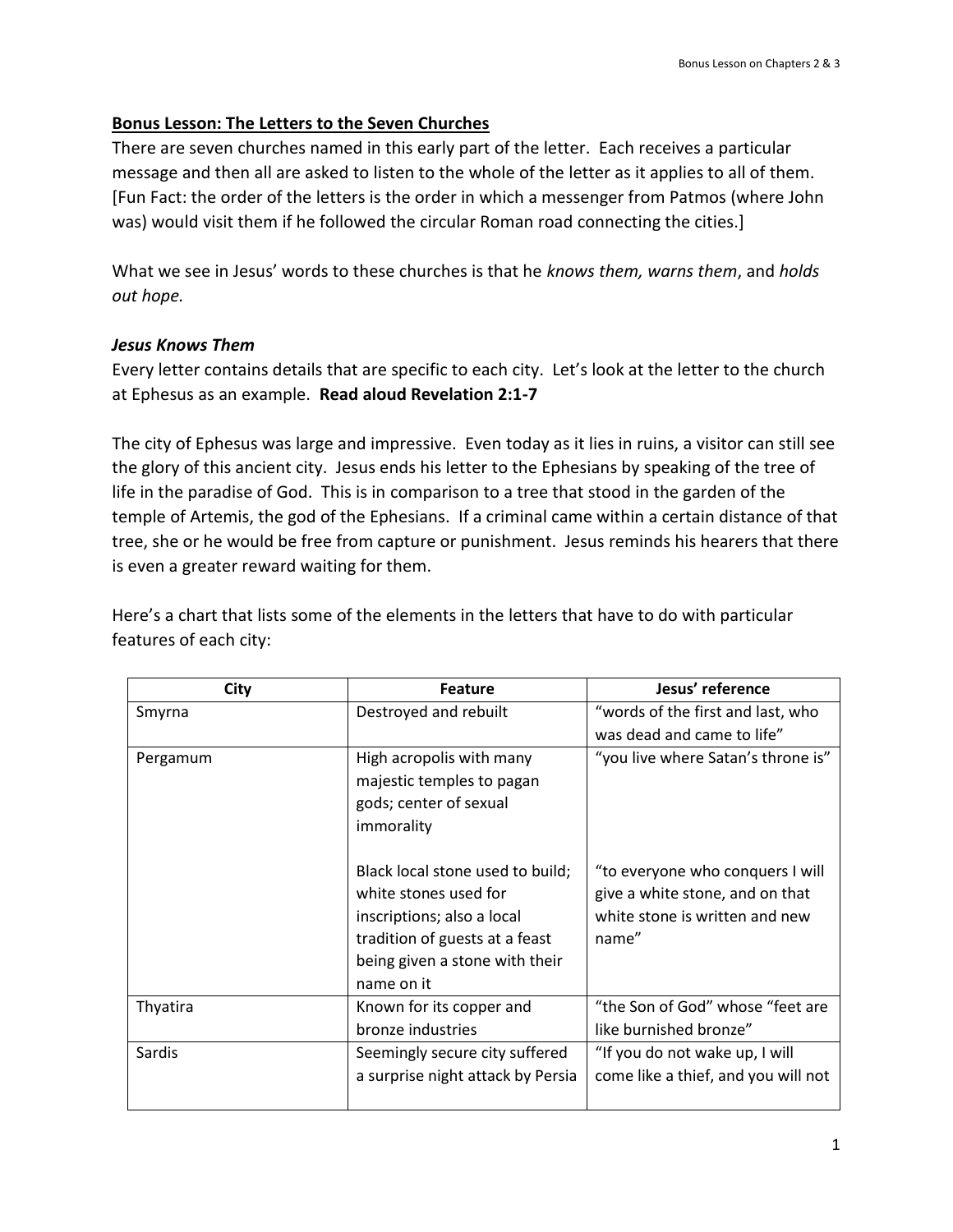**Bonus Lesson: The Letters to the Seven Churches**

There are seven churches named in this early part of the letter. Each receives a particular message and then all are asked to listen to the whole of the letter as it applies to all of them. [Fun Fact: the order of the letters is the order in which a messenger from Patmos (where John was) would visit them if he followed the circular Roman road connecting the cities.]

What we see in Jesus' words to these churches is that he *knows them, warns them*, and *holds out hope.*

***Jesus Knows Them***

Every letter contains details that are specific to each city. Let's look at the letter to the church at Ephesus as an example. **Read aloud Revelation 2:1-7**

The city of Ephesus was large and impressive. Even today as it lies in ruins, a visitor can still see the glory of this ancient city. Jesus ends his letter to the Ephesians by speaking of the tree of life in the paradise of God. This is in comparison to a tree that stood in the garden of the temple of Artemis, the god of the Ephesians. If a criminal came within a certain distance of that tree, she or he would be free from capture or punishment. Jesus reminds his hearers that there is even a greater reward waiting for them.

Here's a chart that lists some of the elements in the letters that have to do with particular features of each city:

| City | Feature | Jesus' reference |
|---|---|---|
| Smyrna | Destroyed and rebuilt | "words of the first and last, who was dead and came to life" |
| Pergamum | High acropolis with many majestic temples to pagan gods; center of sexual immorality | "you live where Satan's throne is" |
| | Black local stone used to build; white stones used for inscriptions; also a local tradition of guests at a feast being given a stone with their name on it | "to everyone who conquers I will give a white stone, and on that white stone is written and new name" |
| Thyatira | Known for its copper and bronze industries | "the Son of God" whose "feet are like burnished bronze" |
| Sardis | Seemingly secure city suffered a surprise night attack by Persia | "If you do not wake up, I will come like a thief, and you will not |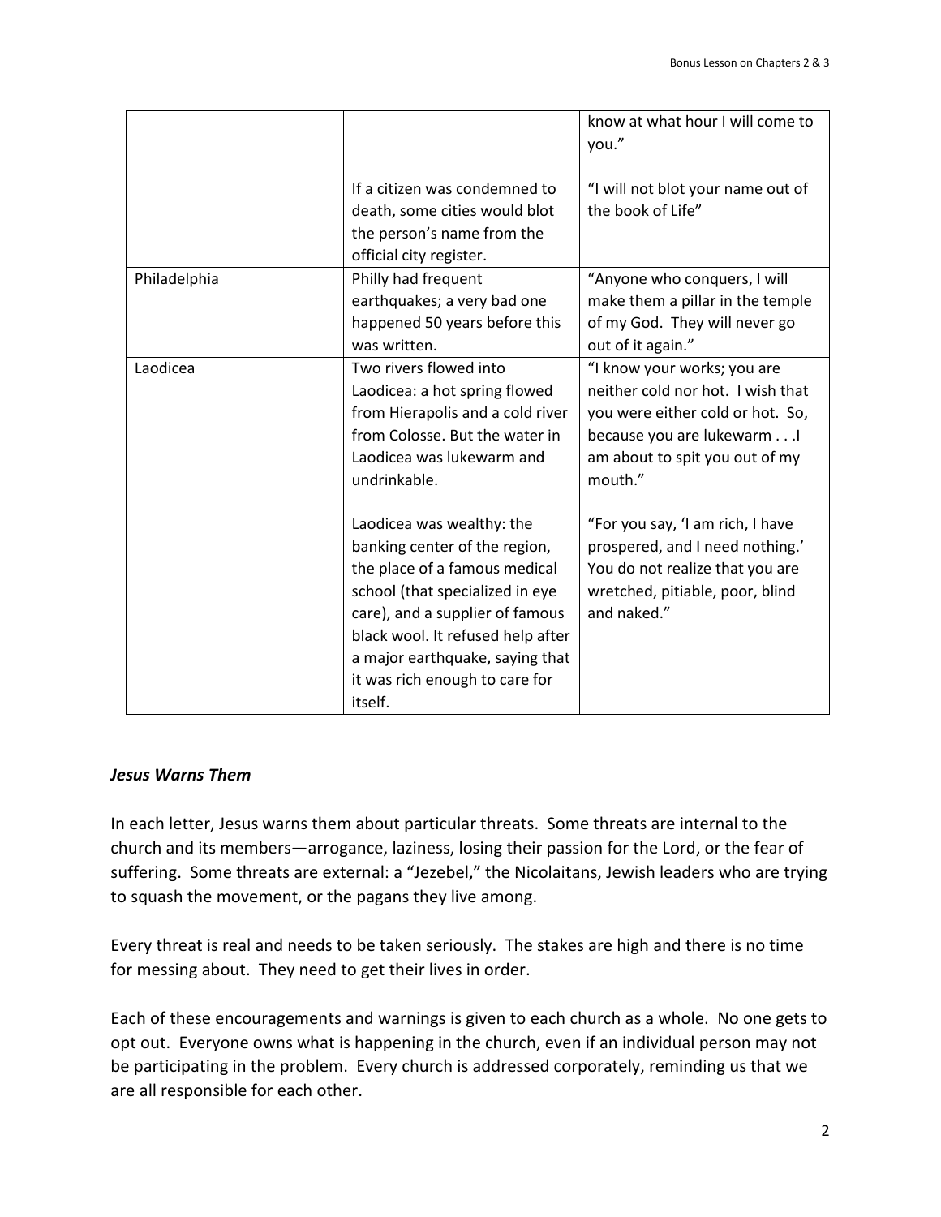| | | |
|---|---|---|
| | | know at what hour I will come to you.” |
| | If a citizen was condemned to death, some cities would blot the person’s name from the official city register. | “I will not blot your name out of the book of Life” |
| Philadelphia | Philly had frequent earthquakes; a very bad one happened 50 years before this was written. | “Anyone who conquers, I will make them a pillar in the temple of my God. They will never go out of it again.” |
| Laodicea | Two rivers flowed into Laodicea: a hot spring flowed from Hierapolis and a cold river from Colosse. But the water in Laodicea was lukewarm and undrinkable.<br><br>Laodicea was wealthy: the banking center of the region, the place of a famous medical school (that specialized in eye care), and a supplier of famous black wool. It refused help after a major earthquake, saying that it was rich enough to care for itself. | “I know your works; you are neither cold nor hot. I wish that you were either cold or hot. So, because you are lukewarm . . .I am about to spit you out of my mouth.”<br><br>“For you say, ‘I am rich, I have prospered, and I need nothing.’ You do not realize that you are wretched, pitiable, poor, blind and naked.” |

***Jesus Warns Them***

In each letter, Jesus warns them about particular threats. Some threats are internal to the church and its members—arrogance, laziness, losing their passion for the Lord, or the fear of suffering. Some threats are external: a “Jezebel,” the Nicolaitans, Jewish leaders who are trying to squash the movement, or the pagans they live among.

Every threat is real and needs to be taken seriously. The stakes are high and there is no time for messing about. They need to get their lives in order.

Each of these encouragements and warnings is given to each church as a whole. No one gets to opt out. Everyone owns what is happening in the church, even if an individual person may not be participating in the problem. Every church is addressed corporately, reminding us that we are all responsible for each other.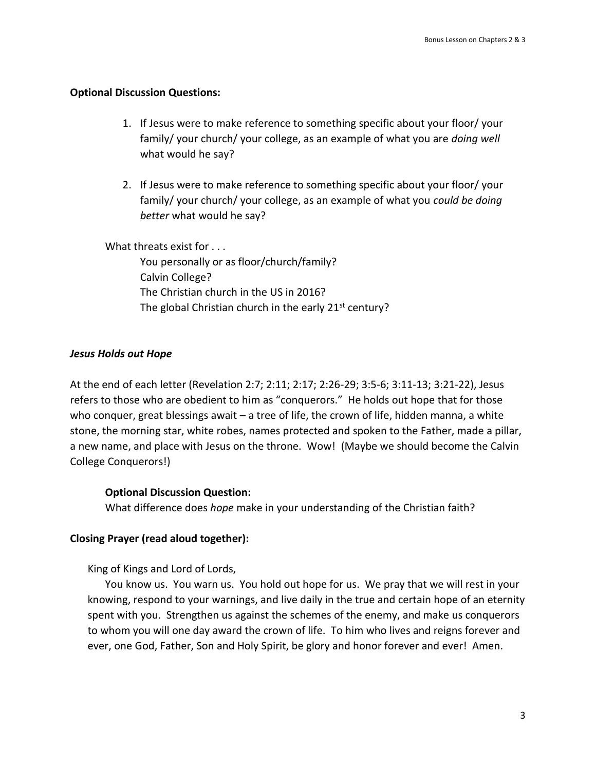**Optional Discussion Questions:**

1. If Jesus were to make reference to something specific about your floor/ your family/ your church/ your college, as an example of what you are *doing well* what would he say?

2. If Jesus were to make reference to something specific about your floor/ your family/ your church/ your college, as an example of what you *could be doing better* what would he say?

What threats exist for . . .

You personally or as floor/church/family?
Calvin College?
The Christian church in the US in 2016?
The global Christian church in the early 21st century?

***Jesus Holds out Hope***

At the end of each letter (Revelation 2:7; 2:11; 2:17; 2:26-29; 3:5-6; 3:11-13; 3:21-22), Jesus refers to those who are obedient to him as "conquerors." He holds out hope that for those who conquer, great blessings await – a tree of life, the crown of life, hidden manna, a white stone, the morning star, white robes, names protected and spoken to the Father, made a pillar, a new name, and place with Jesus on the throne. Wow! (Maybe we should become the Calvin College Conquerors!)

**Optional Discussion Question:**
What difference does *hope* make in your understanding of the Christian faith?

**Closing Prayer (read aloud together):**

King of Kings and Lord of Lords,

You know us. You warn us. You hold out hope for us. We pray that we will rest in your knowing, respond to your warnings, and live daily in the true and certain hope of an eternity spent with you. Strengthen us against the schemes of the enemy, and make us conquerors to whom you will one day award the crown of life. To him who lives and reigns forever and ever, one God, Father, Son and Holy Spirit, be glory and honor forever and ever! Amen.